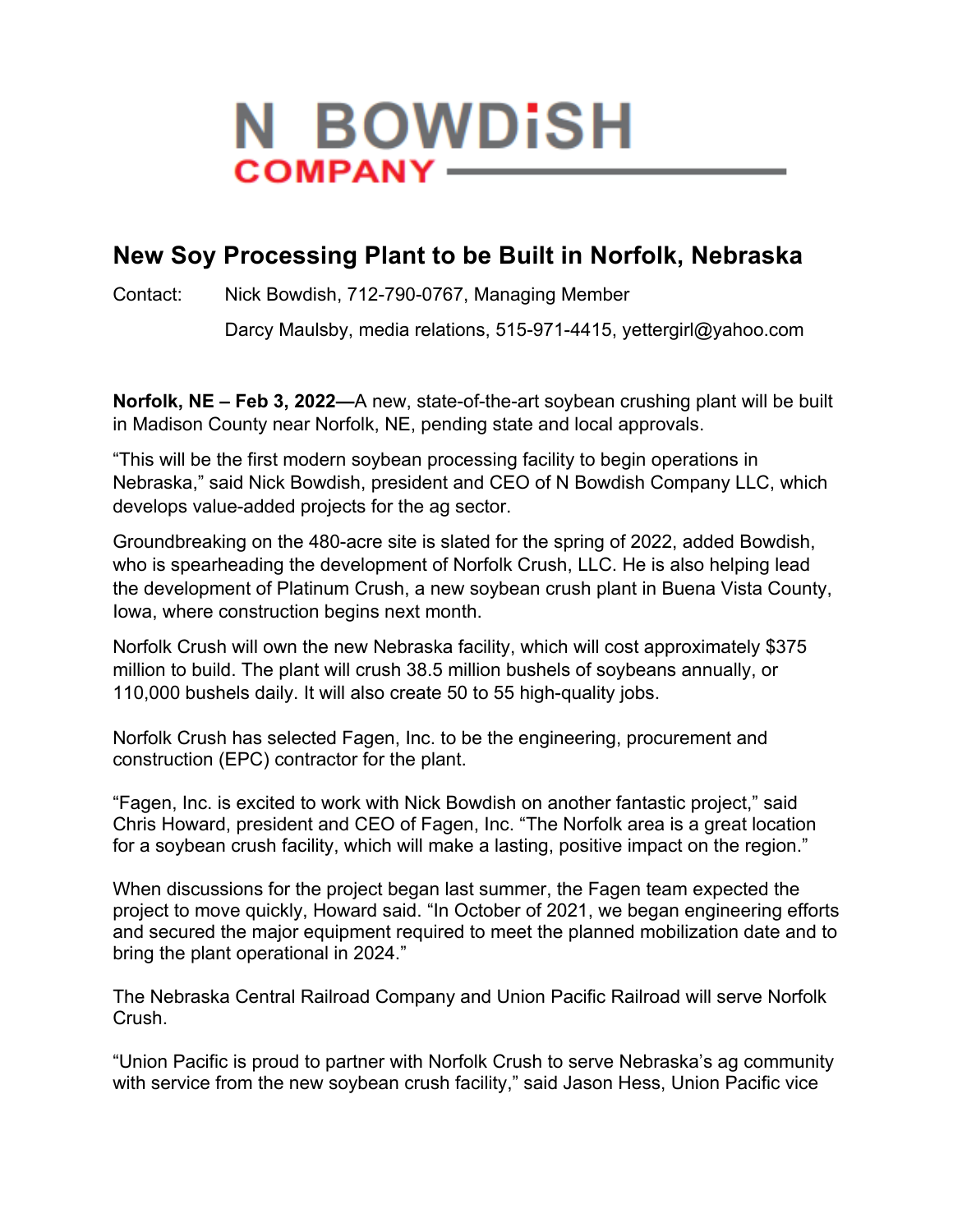N BOWDiSH
COMPANY

# New Soy Processing Plant to be Built in Norfolk, Nebraska

Contact: Nick Bowdish, 712-790-0767, Managing Member

Darcy Maulsby, media relations, 515-971-4415, yettergirl@yahoo.com

**Norfolk, NE – Feb 3, 2022—**A new, state-of-the-art soybean crushing plant will be built in Madison County near Norfolk, NE, pending state and local approvals.

"This will be the first modern soybean processing facility to begin operations in Nebraska," said Nick Bowdish, president and CEO of N Bowdish Company LLC, which develops value-added projects for the ag sector.

Groundbreaking on the 480-acre site is slated for the spring of 2022, added Bowdish, who is spearheading the development of Norfolk Crush, LLC. He is also helping lead the development of Platinum Crush, a new soybean crush plant in Buena Vista County, Iowa, where construction begins next month.

Norfolk Crush will own the new Nebraska facility, which will cost approximately $375 million to build. The plant will crush 38.5 million bushels of soybeans annually, or 110,000 bushels daily. It will also create 50 to 55 high-quality jobs.

Norfolk Crush has selected Fagen, Inc. to be the engineering, procurement and construction (EPC) contractor for the plant.

"Fagen, Inc. is excited to work with Nick Bowdish on another fantastic project," said Chris Howard, president and CEO of Fagen, Inc. "The Norfolk area is a great location for a soybean crush facility, which will make a lasting, positive impact on the region."

When discussions for the project began last summer, the Fagen team expected the project to move quickly, Howard said. "In October of 2021, we began engineering efforts and secured the major equipment required to meet the planned mobilization date and to bring the plant operational in 2024."

The Nebraska Central Railroad Company and Union Pacific Railroad will serve Norfolk Crush.

"Union Pacific is proud to partner with Norfolk Crush to serve Nebraska's ag community with service from the new soybean crush facility," said Jason Hess, Union Pacific vice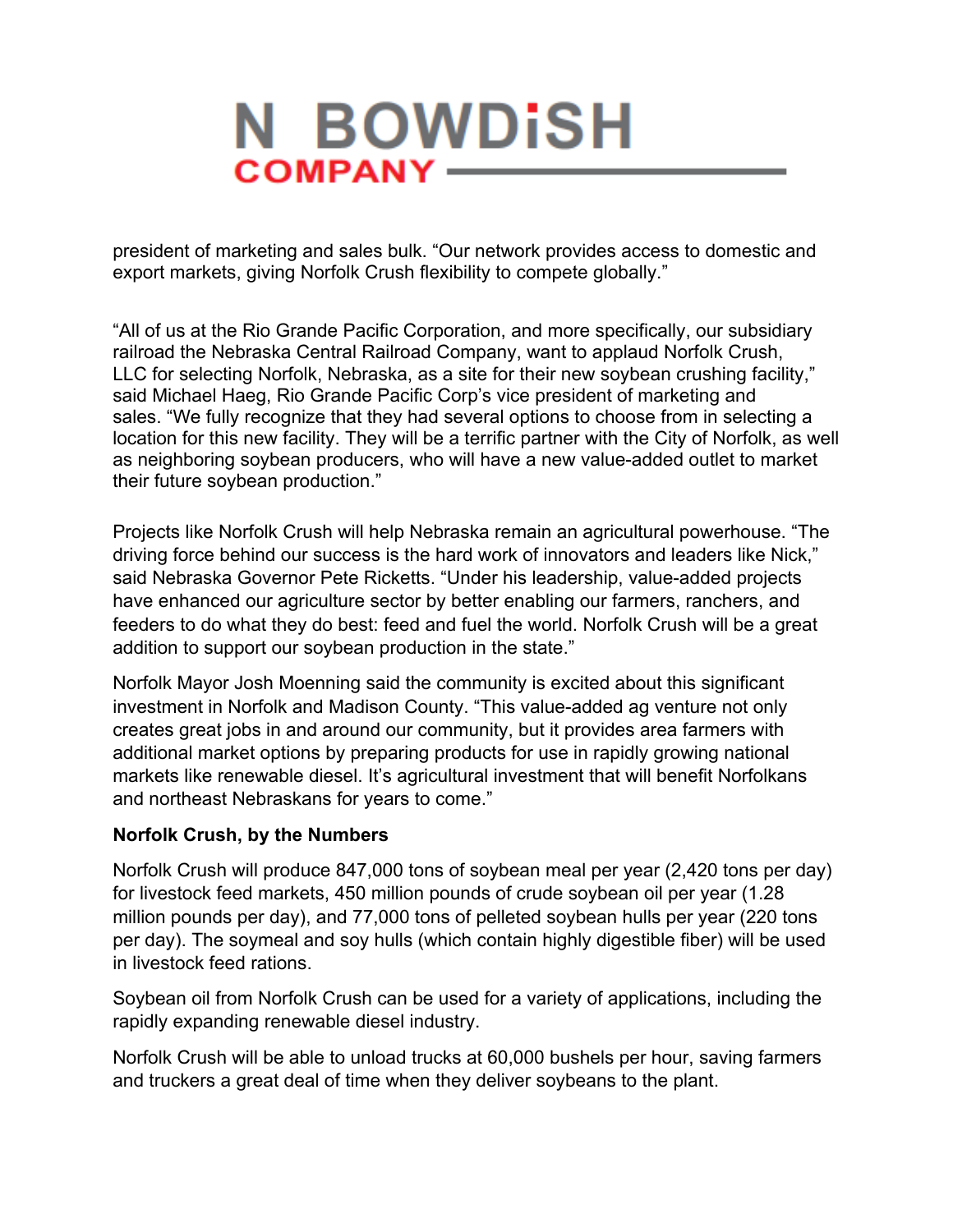president of marketing and sales bulk. “Our network provides access to domestic and export markets, giving Norfolk Crush flexibility to compete globally.”

“All of us at the Rio Grande Pacific Corporation, and more specifically, our subsidiary railroad the Nebraska Central Railroad Company, want to applaud Norfolk Crush, LLC for selecting Norfolk, Nebraska, as a site for their new soybean crushing facility,” said Michael Haeg, Rio Grande Pacific Corp’s vice president of marketing and sales. “We fully recognize that they had several options to choose from in selecting a location for this new facility. They will be a terrific partner with the City of Norfolk, as well as neighboring soybean producers, who will have a new value-added outlet to market their future soybean production.”

Projects like Norfolk Crush will help Nebraska remain an agricultural powerhouse. “The driving force behind our success is the hard work of innovators and leaders like Nick,” said Nebraska Governor Pete Ricketts. “Under his leadership, value-added projects have enhanced our agriculture sector by better enabling our farmers, ranchers, and feeders to do what they do best: feed and fuel the world. Norfolk Crush will be a great addition to support our soybean production in the state.”

Norfolk Mayor Josh Moenning said the community is excited about this significant investment in Norfolk and Madison County. “This value-added ag venture not only creates great jobs in and around our community, but it provides area farmers with additional market options by preparing products for use in rapidly growing national markets like renewable diesel. It’s agricultural investment that will benefit Norfolkans and northeast Nebraskans for years to come.”

**Norfolk Crush, by the Numbers**

Norfolk Crush will produce 847,000 tons of soybean meal per year (2,420 tons per day) for livestock feed markets, 450 million pounds of crude soybean oil per year (1.28 million pounds per day), and 77,000 tons of pelleted soybean hulls per year (220 tons per day). The soymeal and soy hulls (which contain highly digestible fiber) will be used in livestock feed rations.

Soybean oil from Norfolk Crush can be used for a variety of applications, including the rapidly expanding renewable diesel industry.

Norfolk Crush will be able to unload trucks at 60,000 bushels per hour, saving farmers and truckers a great deal of time when they deliver soybeans to the plant.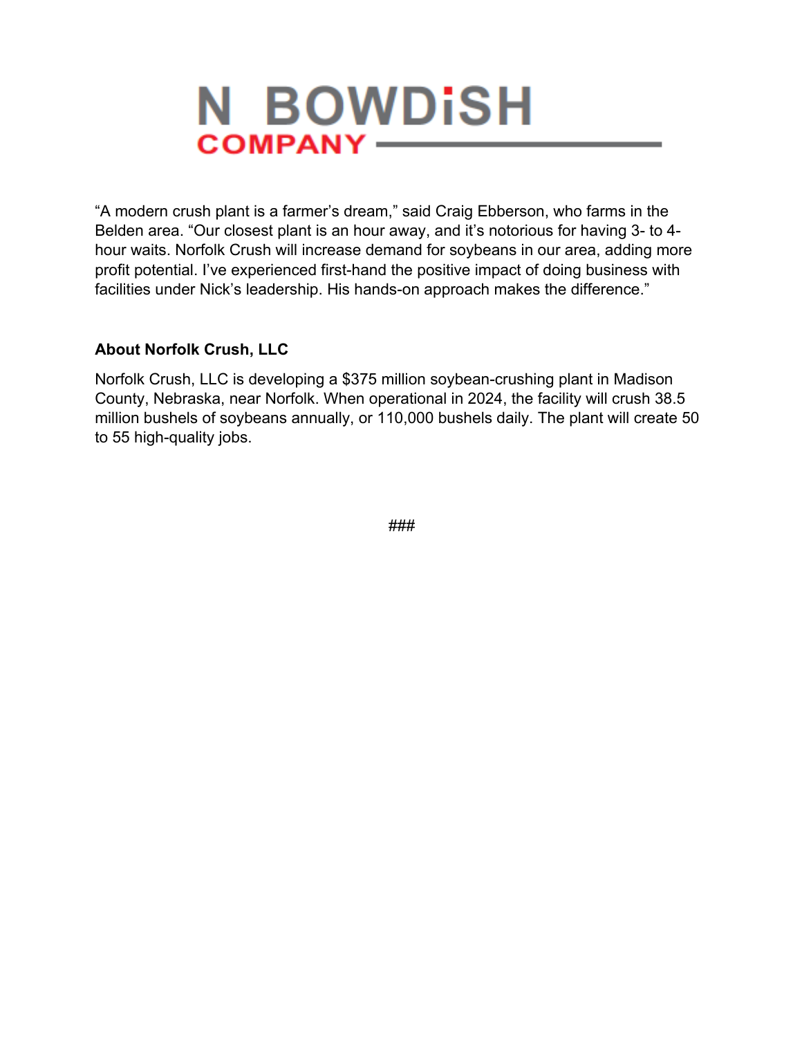# N BOWDiSH
**COMPANY**

"A modern crush plant is a farmer's dream," said Craig Ebberson, who farms in the Belden area. "Our closest plant is an hour away, and it's notorious for having 3- to 4-hour waits. Norfolk Crush will increase demand for soybeans in our area, adding more profit potential. I've experienced first-hand the positive impact of doing business with facilities under Nick's leadership. His hands-on approach makes the difference."

**About Norfolk Crush, LLC**

Norfolk Crush, LLC is developing a $375 million soybean-crushing plant in Madison County, Nebraska, near Norfolk. When operational in 2024, the facility will crush 38.5 million bushels of soybeans annually, or 110,000 bushels daily. The plant will create 50 to 55 high-quality jobs.

###